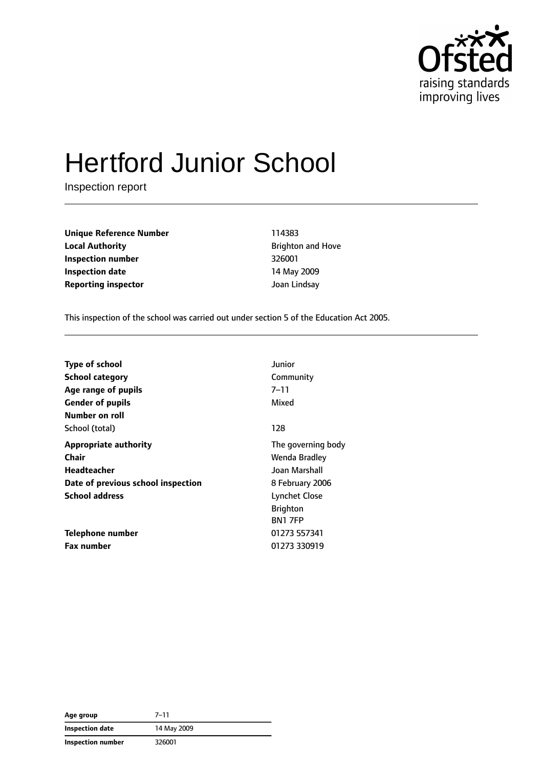# Hertford Junior School

Inspection report

| | |
|---|---|
| **Unique Reference Number** | 114383 |
| **Local Authority** | Brighton and Hove |
| **Inspection number** | 326001 |
| **Inspection date** | 14 May 2009 |
| **Reporting inspector** | Joan Lindsay |

This inspection of the school was carried out under section 5 of the Education Act 2005.

| | |
|---|---|
| **Type of school** | Junior |
| **School category** | Community |
| **Age range of pupils** | 7–11 |
| **Gender of pupils** | Mixed |
| **Number on roll** | |
| School (total) | 128 |
| **Appropriate authority** | The governing body |
| **Chair** | Wenda Bradley |
| **Headteacher** | Joan Marshall |
| **Date of previous school inspection** | 8 February 2006 |
| **School address** | Lynchet Close<br>Brighton<br>BN1 7FP |
| **Telephone number** | 01273 557341 |
| **Fax number** | 01273 330919 |

| | |
|---|---|
| **Age group** | 7–11 |
| **Inspection date** | 14 May 2009 |
| **Inspection number** | 326001 |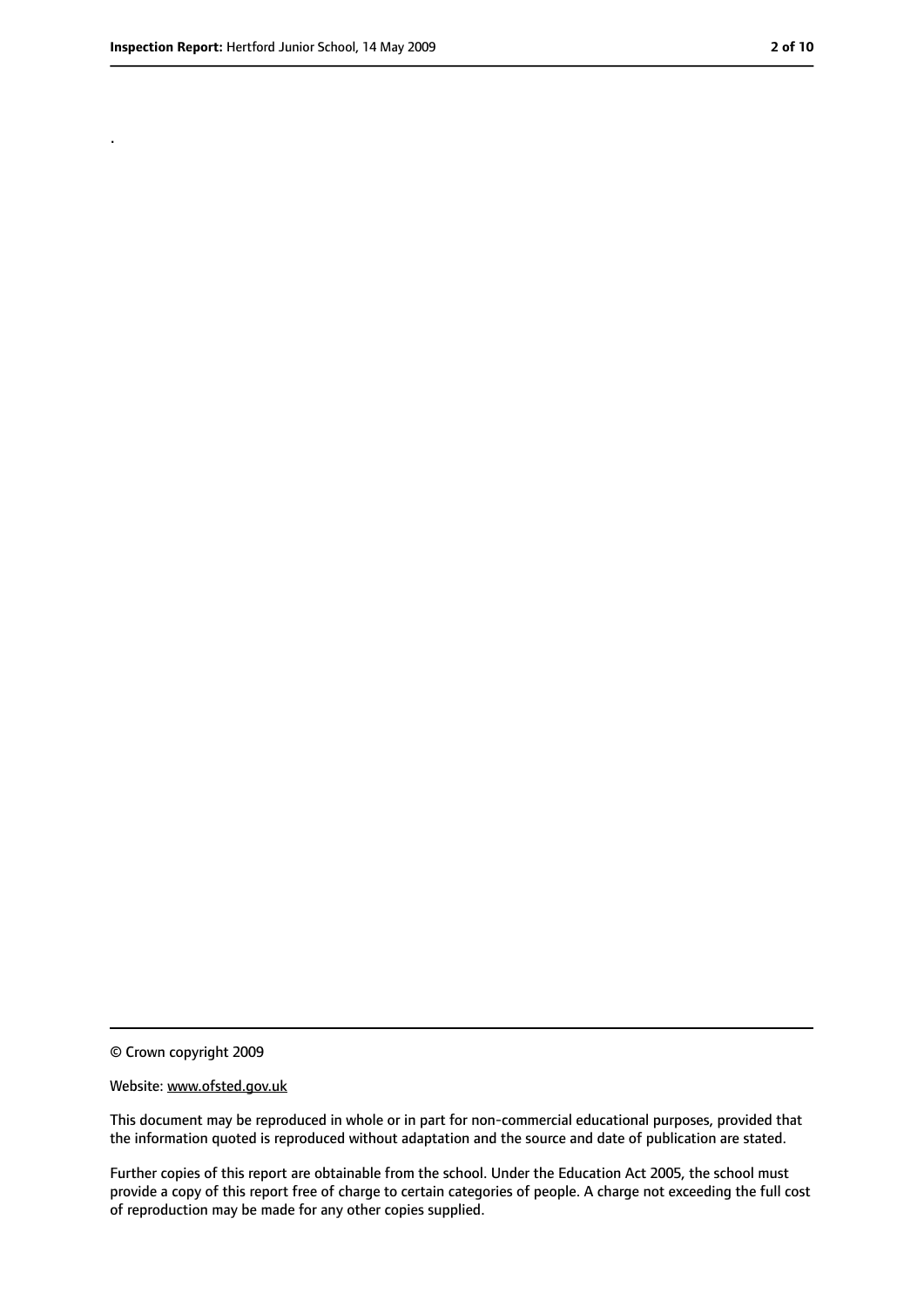.

© Crown copyright 2009

Website: www.ofsted.gov.uk

This document may be reproduced in whole or in part for non-commercial educational purposes, provided that the information quoted is reproduced without adaptation and the source and date of publication are stated.

Further copies of this report are obtainable from the school. Under the Education Act 2005, the school must provide a copy of this report free of charge to certain categories of people. A charge not exceeding the full cost of reproduction may be made for any other copies supplied.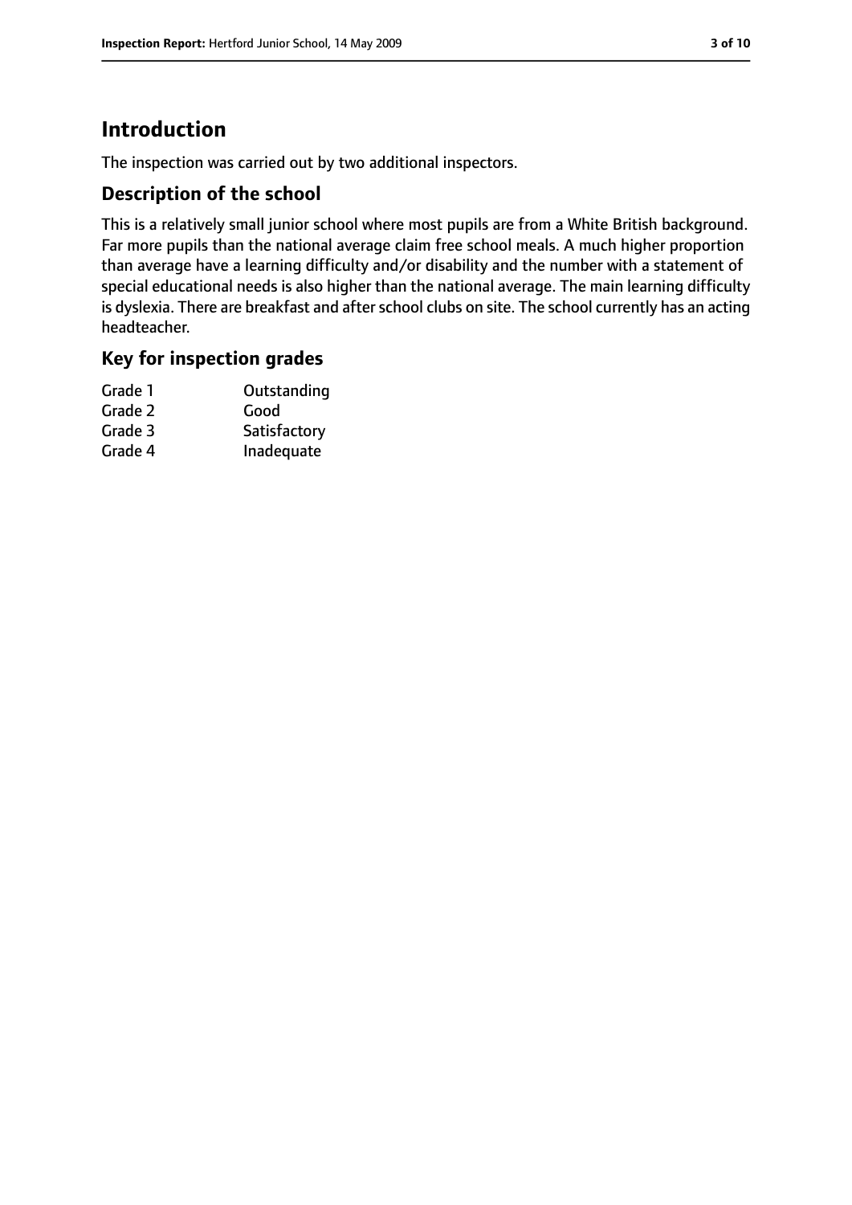# Introduction

The inspection was carried out by two additional inspectors.

## Description of the school

This is a relatively small junior school where most pupils are from a White British background. Far more pupils than the national average claim free school meals. A much higher proportion than average have a learning difficulty and/or disability and the number with a statement of special educational needs is also higher than the national average. The main learning difficulty is dyslexia. There are breakfast and after school clubs on site. The school currently has an acting headteacher.

## Key for inspection grades

| | |
|---|---|
| Grade 1 | Outstanding |
| Grade 2 | Good |
| Grade 3 | Satisfactory |
| Grade 4 | Inadequate |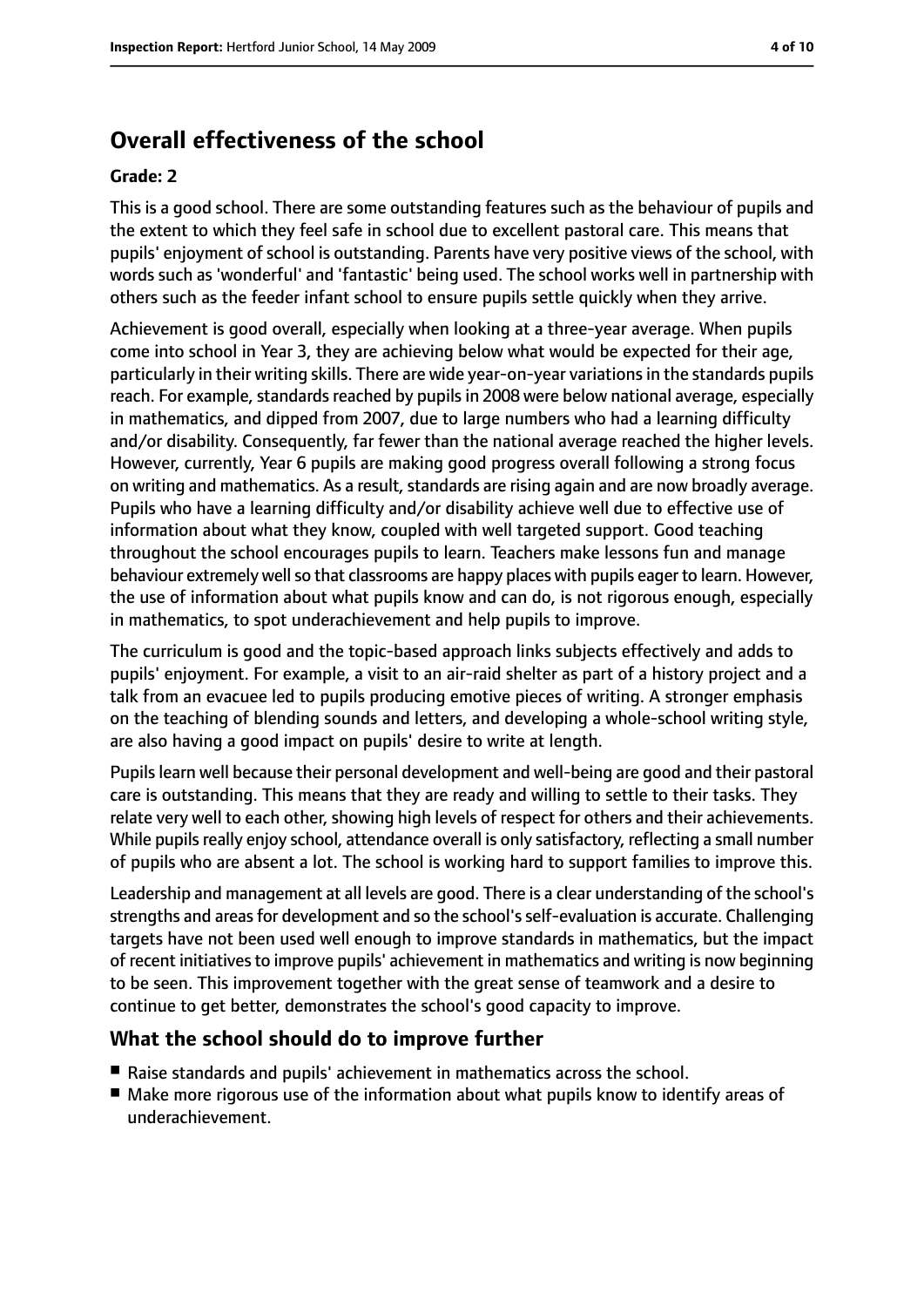## Overall effectiveness of the school

**Grade: 2**

This is a good school. There are some outstanding features such as the behaviour of pupils and the extent to which they feel safe in school due to excellent pastoral care. This means that pupils' enjoyment of school is outstanding. Parents have very positive views of the school, with words such as 'wonderful' and 'fantastic' being used. The school works well in partnership with others such as the feeder infant school to ensure pupils settle quickly when they arrive.

Achievement is good overall, especially when looking at a three-year average. When pupils come into school in Year 3, they are achieving below what would be expected for their age, particularly in their writing skills. There are wide year-on-year variations in the standards pupils reach. For example, standards reached by pupils in 2008 were below national average, especially in mathematics, and dipped from 2007, due to large numbers who had a learning difficulty and/or disability. Consequently, far fewer than the national average reached the higher levels. However, currently, Year 6 pupils are making good progress overall following a strong focus on writing and mathematics. As a result, standards are rising again and are now broadly average. Pupils who have a learning difficulty and/or disability achieve well due to effective use of information about what they know, coupled with well targeted support. Good teaching throughout the school encourages pupils to learn. Teachers make lessons fun and manage behaviour extremely well so that classrooms are happy places with pupils eager to learn. However, the use of information about what pupils know and can do, is not rigorous enough, especially in mathematics, to spot underachievement and help pupils to improve.

The curriculum is good and the topic-based approach links subjects effectively and adds to pupils' enjoyment. For example, a visit to an air-raid shelter as part of a history project and a talk from an evacuee led to pupils producing emotive pieces of writing. A stronger emphasis on the teaching of blending sounds and letters, and developing a whole-school writing style, are also having a good impact on pupils' desire to write at length.

Pupils learn well because their personal development and well-being are good and their pastoral care is outstanding. This means that they are ready and willing to settle to their tasks. They relate very well to each other, showing high levels of respect for others and their achievements. While pupils really enjoy school, attendance overall is only satisfactory, reflecting a small number of pupils who are absent a lot. The school is working hard to support families to improve this.

Leadership and management at all levels are good. There is a clear understanding of the school's strengths and areas for development and so the school's self-evaluation is accurate. Challenging targets have not been used well enough to improve standards in mathematics, but the impact of recent initiatives to improve pupils' achievement in mathematics and writing is now beginning to be seen. This improvement together with the great sense of teamwork and a desire to continue to get better, demonstrates the school's good capacity to improve.

## What the school should do to improve further

- Raise standards and pupils' achievement in mathematics across the school.
- Make more rigorous use of the information about what pupils know to identify areas of underachievement.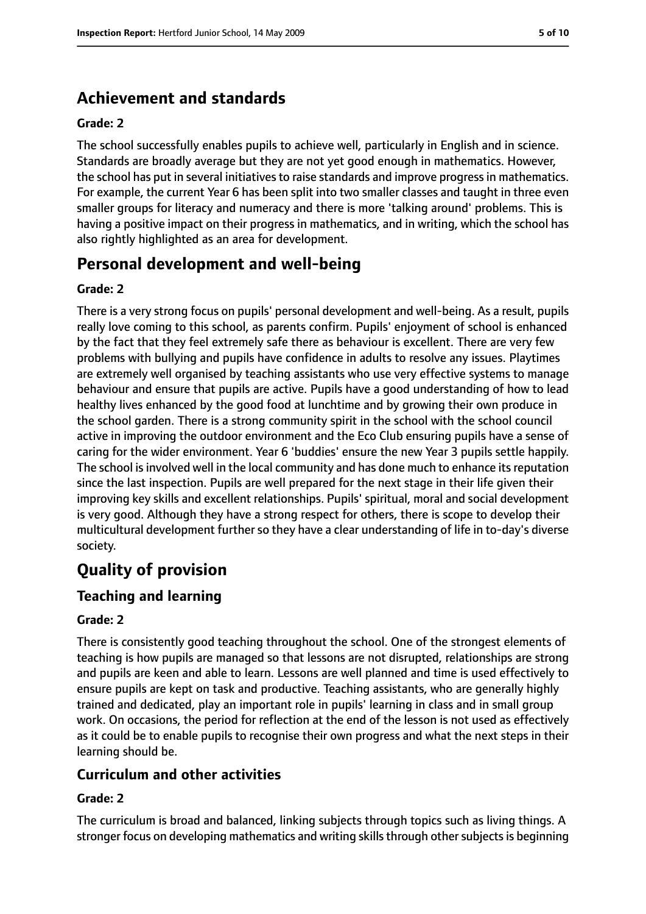## Achievement and standards

**Grade: 2**

The school successfully enables pupils to achieve well, particularly in English and in science. Standards are broadly average but they are not yet good enough in mathematics. However, the school has put in several initiatives to raise standards and improve progress in mathematics. For example, the current Year 6 has been split into two smaller classes and taught in three even smaller groups for literacy and numeracy and there is more 'talking around' problems. This is having a positive impact on their progress in mathematics, and in writing, which the school has also rightly highlighted as an area for development.

## Personal development and well-being

**Grade: 2**

There is a very strong focus on pupils' personal development and well-being. As a result, pupils really love coming to this school, as parents confirm. Pupils' enjoyment of school is enhanced by the fact that they feel extremely safe there as behaviour is excellent. There are very few problems with bullying and pupils have confidence in adults to resolve any issues. Playtimes are extremely well organised by teaching assistants who use very effective systems to manage behaviour and ensure that pupils are active. Pupils have a good understanding of how to lead healthy lives enhanced by the good food at lunchtime and by growing their own produce in the school garden. There is a strong community spirit in the school with the school council active in improving the outdoor environment and the Eco Club ensuring pupils have a sense of caring for the wider environment. Year 6 'buddies' ensure the new Year 3 pupils settle happily. The school is involved well in the local community and has done much to enhance its reputation since the last inspection. Pupils are well prepared for the next stage in their life given their improving key skills and excellent relationships. Pupils' spiritual, moral and social development is very good. Although they have a strong respect for others, there is scope to develop their multicultural development further so they have a clear understanding of life in to-day's diverse society.

# Quality of provision

## Teaching and learning

**Grade: 2**

There is consistently good teaching throughout the school. One of the strongest elements of teaching is how pupils are managed so that lessons are not disrupted, relationships are strong and pupils are keen and able to learn. Lessons are well planned and time is used effectively to ensure pupils are kept on task and productive. Teaching assistants, who are generally highly trained and dedicated, play an important role in pupils' learning in class and in small group work. On occasions, the period for reflection at the end of the lesson is not used as effectively as it could be to enable pupils to recognise their own progress and what the next steps in their learning should be.

## Curriculum and other activities

**Grade: 2**

The curriculum is broad and balanced, linking subjects through topics such as living things. A stronger focus on developing mathematics and writing skills through other subjects is beginning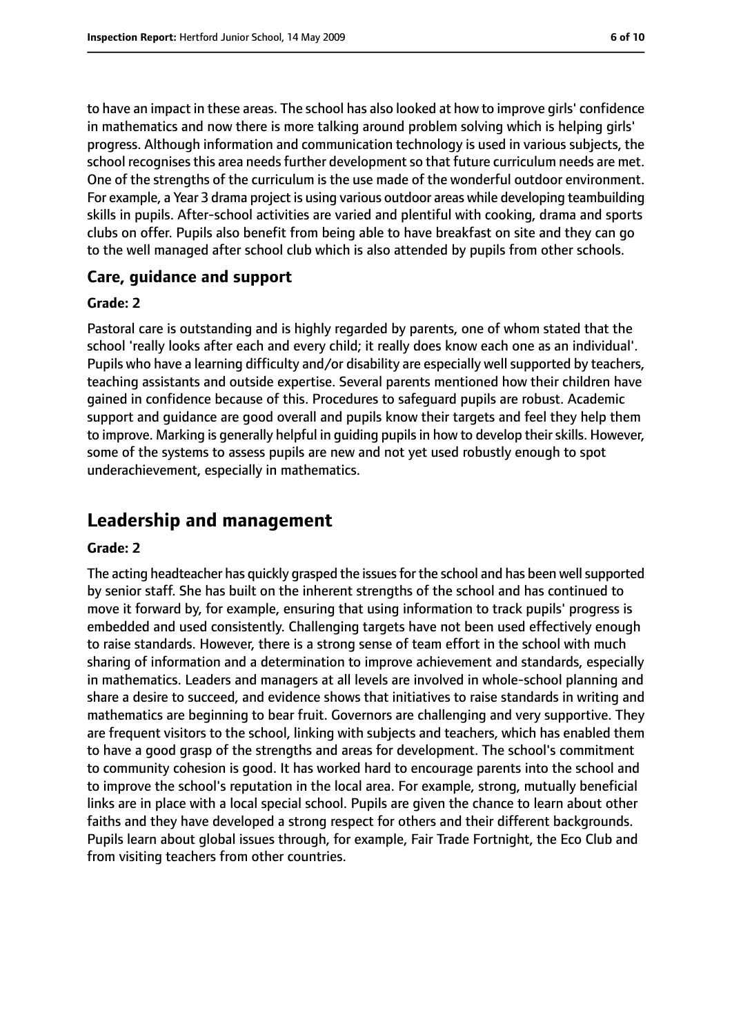to have an impact in these areas. The school has also looked at how to improve girls' confidence in mathematics and now there is more talking around problem solving which is helping girls' progress. Although information and communication technology is used in various subjects, the school recognises this area needs further development so that future curriculum needs are met. One of the strengths of the curriculum is the use made of the wonderful outdoor environment. For example, a Year 3 drama project is using various outdoor areas while developing teambuilding skills in pupils. After-school activities are varied and plentiful with cooking, drama and sports clubs on offer. Pupils also benefit from being able to have breakfast on site and they can go to the well managed after school club which is also attended by pupils from other schools.

### Care, guidance and support

#### Grade: 2

Pastoral care is outstanding and is highly regarded by parents, one of whom stated that the school 'really looks after each and every child; it really does know each one as an individual'. Pupils who have a learning difficulty and/or disability are especially well supported by teachers, teaching assistants and outside expertise. Several parents mentioned how their children have gained in confidence because of this. Procedures to safeguard pupils are robust. Academic support and guidance are good overall and pupils know their targets and feel they help them to improve. Marking is generally helpful in guiding pupils in how to develop their skills. However, some of the systems to assess pupils are new and not yet used robustly enough to spot underachievement, especially in mathematics.

## Leadership and management

#### Grade: 2

The acting headteacher has quickly grasped the issues for the school and has been well supported by senior staff. She has built on the inherent strengths of the school and has continued to move it forward by, for example, ensuring that using information to track pupils' progress is embedded and used consistently. Challenging targets have not been used effectively enough to raise standards. However, there is a strong sense of team effort in the school with much sharing of information and a determination to improve achievement and standards, especially in mathematics. Leaders and managers at all levels are involved in whole-school planning and share a desire to succeed, and evidence shows that initiatives to raise standards in writing and mathematics are beginning to bear fruit. Governors are challenging and very supportive. They are frequent visitors to the school, linking with subjects and teachers, which has enabled them to have a good grasp of the strengths and areas for development. The school's commitment to community cohesion is good. It has worked hard to encourage parents into the school and to improve the school's reputation in the local area. For example, strong, mutually beneficial links are in place with a local special school. Pupils are given the chance to learn about other faiths and they have developed a strong respect for others and their different backgrounds. Pupils learn about global issues through, for example, Fair Trade Fortnight, the Eco Club and from visiting teachers from other countries.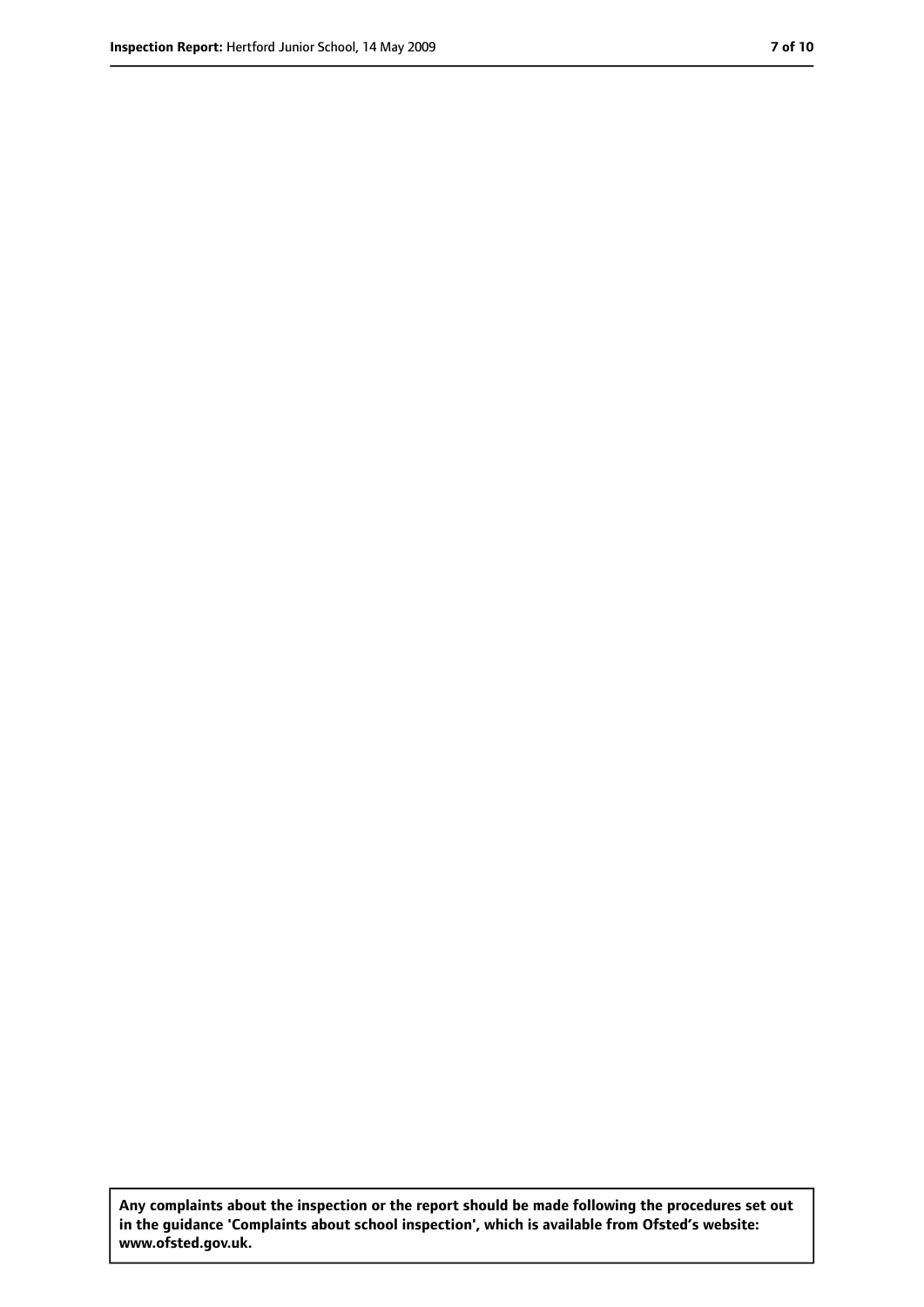**Any complaints about the inspection or the report should be made following the procedures set out in the guidance 'Complaints about school inspection', which is available from Ofsted's website: www.ofsted.gov.uk.**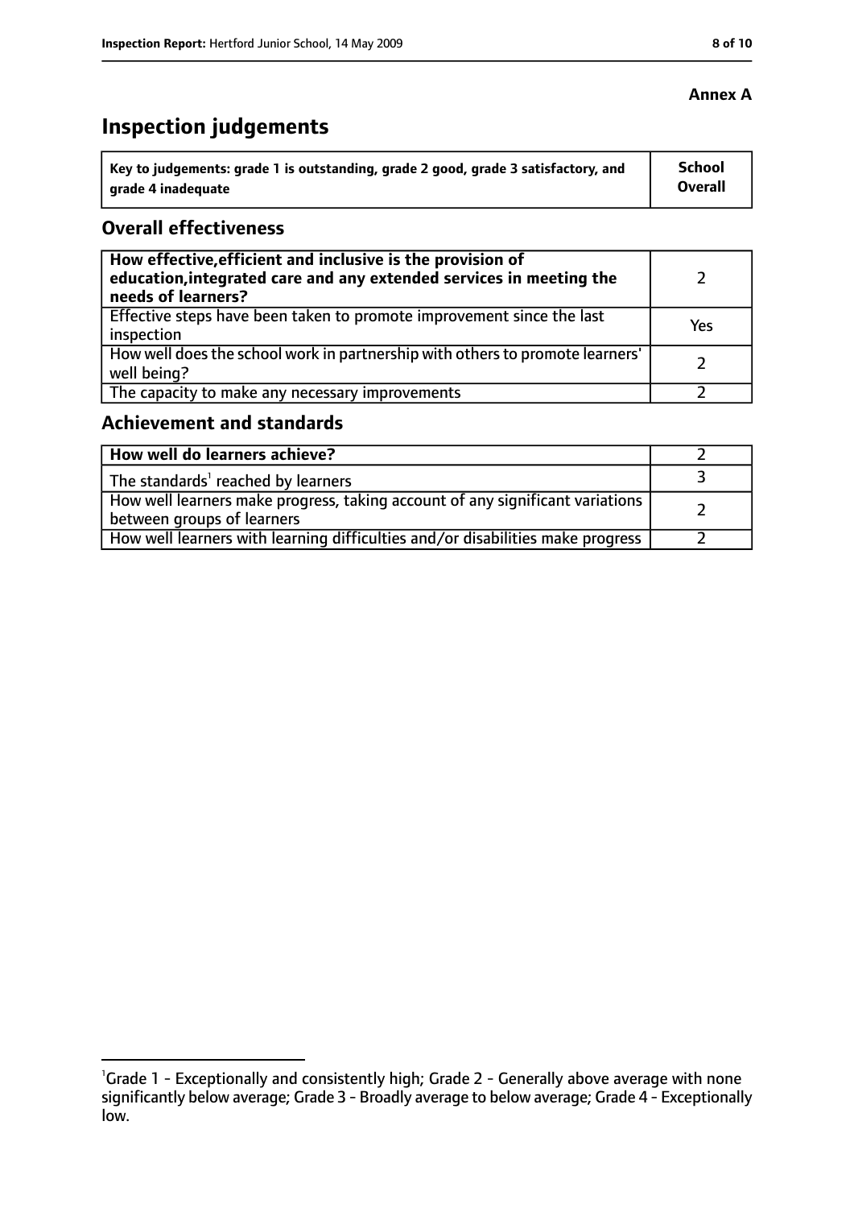**Annex A**

# Inspection judgements

| Key to judgements: grade 1 is outstanding, grade 2 good, grade 3 satisfactory, and grade 4 inadequate | School Overall |
| --- | --- |

## Overall effectiveness

| | |
| --- | --- |
| **How effective, efficient and inclusive is the provision of education, integrated care and any extended services in meeting the needs of learners?** | 2 |
| Effective steps have been taken to promote improvement since the last inspection | Yes |
| How well does the school work in partnership with others to promote learners' well being? | 2 |
| The capacity to make any necessary improvements | 2 |

## Achievement and standards

| | |
| --- | --- |
| **How well do learners achieve?** | 2 |
| The standards[1] reached by learners | 3 |
| How well learners make progress, taking account of any significant variations between groups of learners | 2 |
| How well learners with learning difficulties and/or disabilities make progress | 2 |

[1]Grade 1 - Exceptionally and consistently high; Grade 2 - Generally above average with none significantly below average; Grade 3 - Broadly average to below average; Grade 4 - Exceptionally low.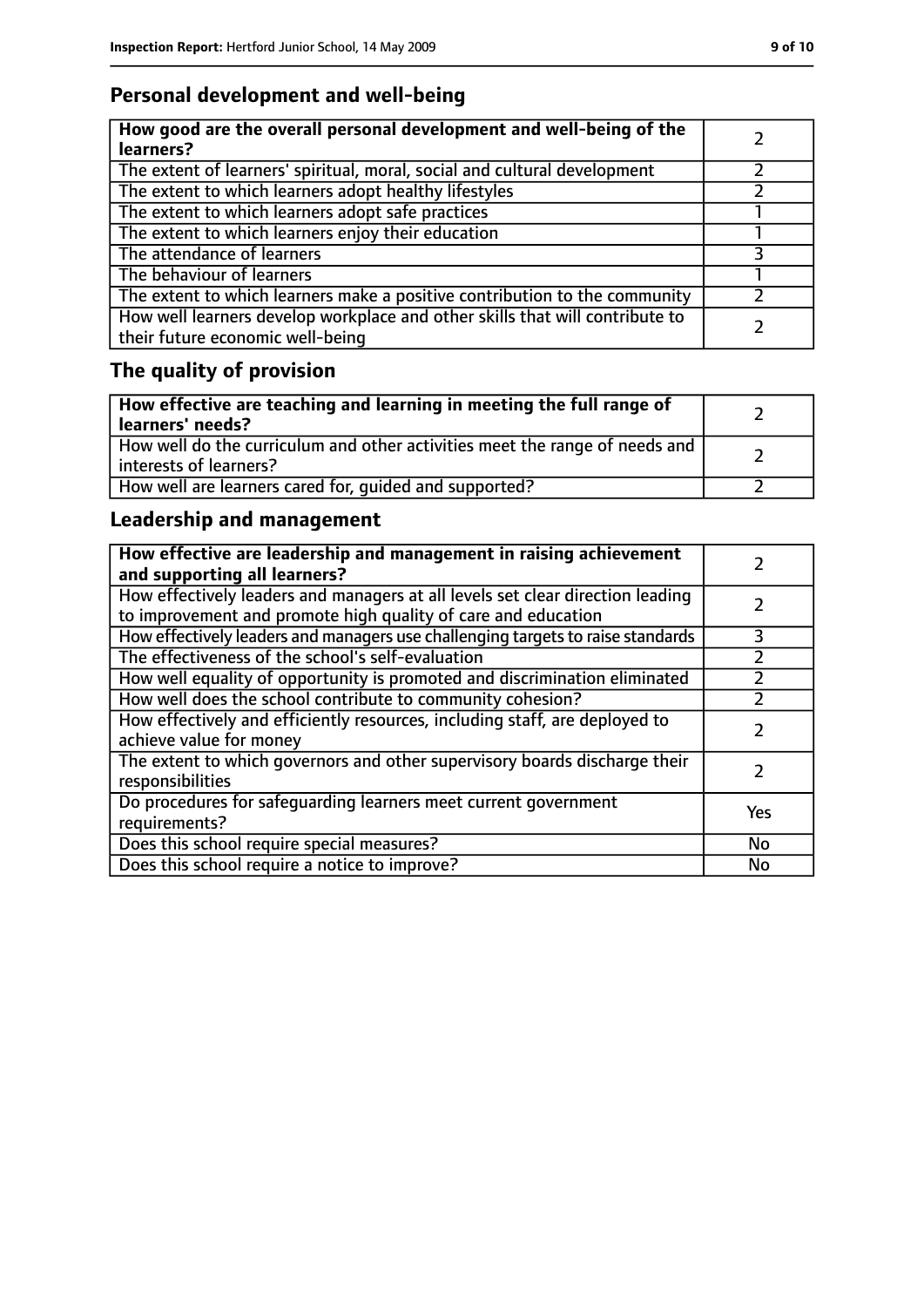## Personal development and well-being

| How good are the overall personal development and well-being of the learners? | 2 |
|---|---|
| The extent of learners' spiritual, moral, social and cultural development | 2 |
| The extent to which learners adopt healthy lifestyles | 2 |
| The extent to which learners adopt safe practices | 1 |
| The extent to which learners enjoy their education | 1 |
| The attendance of learners | 3 |
| The behaviour of learners | 1 |
| The extent to which learners make a positive contribution to the community | 2 |
| How well learners develop workplace and other skills that will contribute to their future economic well-being | 2 |

## The quality of provision

| How effective are teaching and learning in meeting the full range of learners' needs? | 2 |
|---|---|
| How well do the curriculum and other activities meet the range of needs and interests of learners? | 2 |
| How well are learners cared for, guided and supported? | 2 |

## Leadership and management

| How effective are leadership and management in raising achievement and supporting all learners? | 2 |
|---|---|
| How effectively leaders and managers at all levels set clear direction leading to improvement and promote high quality of care and education | 2 |
| How effectively leaders and managers use challenging targets to raise standards | 3 |
| The effectiveness of the school's self-evaluation | 2 |
| How well equality of opportunity is promoted and discrimination eliminated | 2 |
| How well does the school contribute to community cohesion? | 2 |
| How effectively and efficiently resources, including staff, are deployed to achieve value for money | 2 |
| The extent to which governors and other supervisory boards discharge their responsibilities | 2 |
| Do procedures for safeguarding learners meet current government requirements? | Yes |
| Does this school require special measures? | No |
| Does this school require a notice to improve? | No |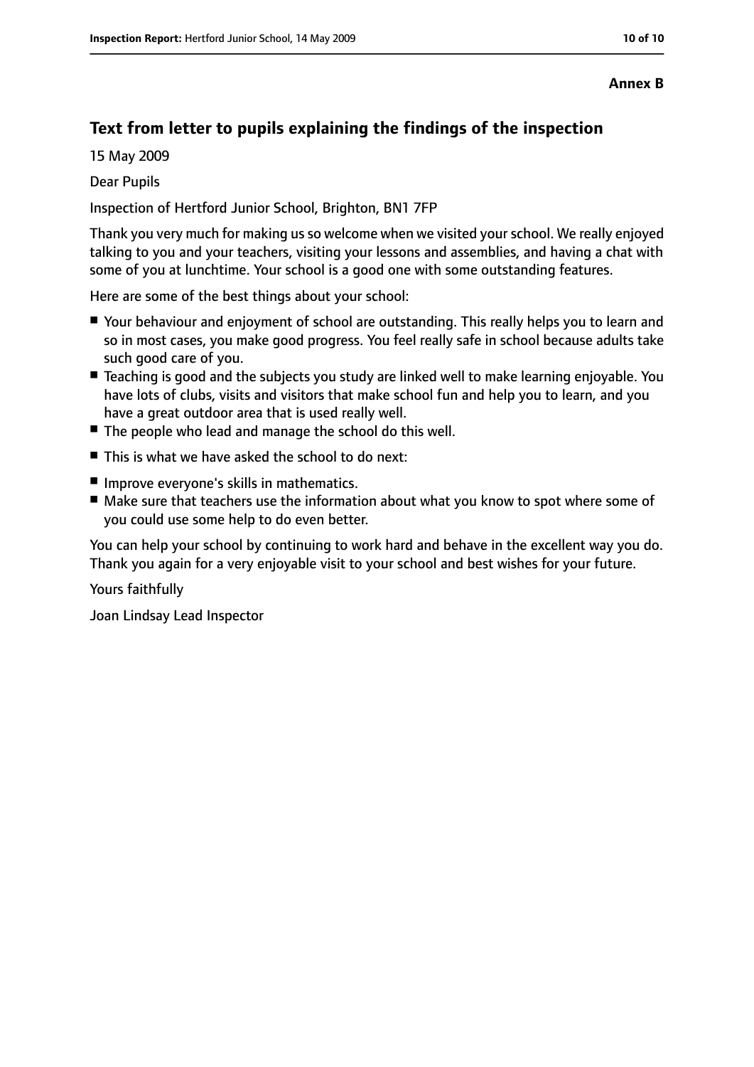**Annex B**

## Text from letter to pupils explaining the findings of the inspection

15 May 2009

Dear Pupils

Inspection of Hertford Junior School, Brighton, BN1 7FP

Thank you very much for making us so welcome when we visited your school. We really enjoyed talking to you and your teachers, visiting your lessons and assemblies, and having a chat with some of you at lunchtime. Your school is a good one with some outstanding features.

Here are some of the best things about your school:

- Your behaviour and enjoyment of school are outstanding. This really helps you to learn and so in most cases, you make good progress. You feel really safe in school because adults take such good care of you.
- Teaching is good and the subjects you study are linked well to make learning enjoyable. You have lots of clubs, visits and visitors that make school fun and help you to learn, and you have a great outdoor area that is used really well.
- The people who lead and manage the school do this well.
- This is what we have asked the school to do next:
- Improve everyone's skills in mathematics.
- Make sure that teachers use the information about what you know to spot where some of you could use some help to do even better.

You can help your school by continuing to work hard and behave in the excellent way you do. Thank you again for a very enjoyable visit to your school and best wishes for your future.

Yours faithfully

Joan Lindsay Lead Inspector